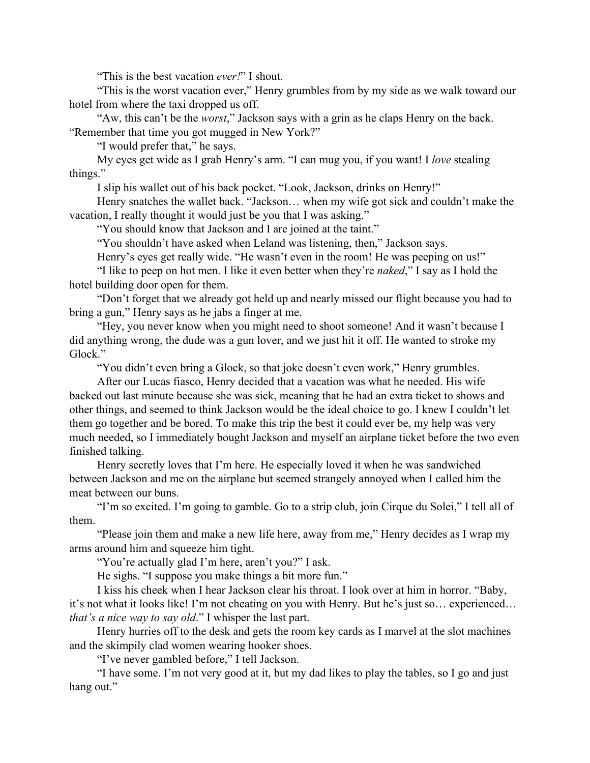"This is the best vacation *ever!*" I shout.

"This is the worst vacation ever," Henry grumbles from by my side as we walk toward our hotel from where the taxi dropped us off.

"Aw, this can't be the *worst*," Jackson says with a grin as he claps Henry on the back. "Remember that time you got mugged in New York?"

"I would prefer that," he says.

My eyes get wide as I grab Henry's arm. "I can mug you, if you want! I *love* stealing things."

I slip his wallet out of his back pocket. "Look, Jackson, drinks on Henry!"

Henry snatches the wallet back. "Jackson… when my wife got sick and couldn't make the vacation, I really thought it would just be you that I was asking."

"You should know that Jackson and I are joined at the taint."

"You shouldn't have asked when Leland was listening, then," Jackson says.

Henry's eyes get really wide. "He wasn't even in the room! He was peeping on us!"

"I like to peep on hot men. I like it even better when they're *naked*," I say as I hold the hotel building door open for them.

"Don't forget that we already got held up and nearly missed our flight because you had to bring a gun," Henry says as he jabs a finger at me.

"Hey, you never know when you might need to shoot someone! And it wasn't because I did anything wrong, the dude was a gun lover, and we just hit it off. He wanted to stroke my Glock."

"You didn't even bring a Glock, so that joke doesn't even work," Henry grumbles.

After our Lucas fiasco, Henry decided that a vacation was what he needed. His wife backed out last minute because she was sick, meaning that he had an extra ticket to shows and other things, and seemed to think Jackson would be the ideal choice to go. I knew I couldn't let them go together and be bored. To make this trip the best it could ever be, my help was very much needed, so I immediately bought Jackson and myself an airplane ticket before the two even finished talking.

Henry secretly loves that I'm here. He especially loved it when he was sandwiched between Jackson and me on the airplane but seemed strangely annoyed when I called him the meat between our buns.

"I'm so excited. I'm going to gamble. Go to a strip club, join Cirque du Solei," I tell all of them.

"Please join them and make a new life here, away from me," Henry decides as I wrap my arms around him and squeeze him tight.

"You're actually glad I'm here, aren't you?" I ask.

He sighs. "I suppose you make things a bit more fun."

I kiss his cheek when I hear Jackson clear his throat. I look over at him in horror. "Baby, it's not what it looks like! I'm not cheating on you with Henry. But he's just so… experienced… *that's a nice way to say old*." I whisper the last part.

Henry hurries off to the desk and gets the room key cards as I marvel at the slot machines and the skimpily clad women wearing hooker shoes.

"I've never gambled before," I tell Jackson.

"I have some. I'm not very good at it, but my dad likes to play the tables, so I go and just hang out."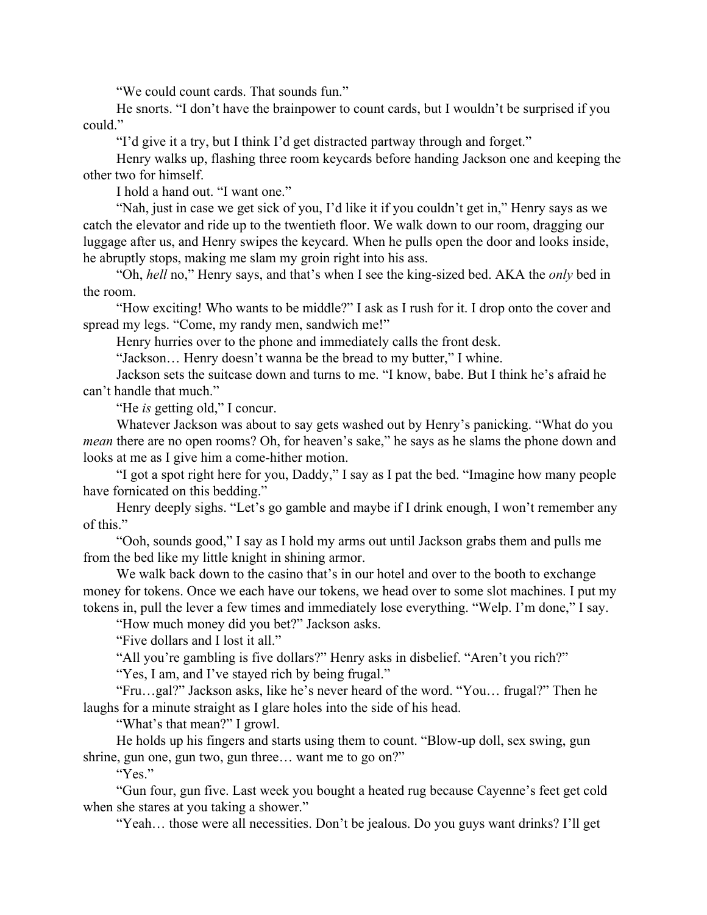"We could count cards. That sounds fun."

He snorts. "I don't have the brainpower to count cards, but I wouldn't be surprised if you could."

"I'd give it a try, but I think I'd get distracted partway through and forget."

Henry walks up, flashing three room keycards before handing Jackson one and keeping the other two for himself.

I hold a hand out. "I want one."

"Nah, just in case we get sick of you, I'd like it if you couldn't get in," Henry says as we catch the elevator and ride up to the twentieth floor. We walk down to our room, dragging our luggage after us, and Henry swipes the keycard. When he pulls open the door and looks inside, he abruptly stops, making me slam my groin right into his ass.

"Oh, *hell* no," Henry says, and that's when I see the king-sized bed. AKA the *only* bed in the room.

"How exciting! Who wants to be middle?" I ask as I rush for it. I drop onto the cover and spread my legs. "Come, my randy men, sandwich me!"

Henry hurries over to the phone and immediately calls the front desk.

"Jackson… Henry doesn't wanna be the bread to my butter," I whine.

Jackson sets the suitcase down and turns to me. "I know, babe. But I think he's afraid he can't handle that much."

"He *is* getting old," I concur.

Whatever Jackson was about to say gets washed out by Henry's panicking. "What do you *mean* there are no open rooms? Oh, for heaven's sake," he says as he slams the phone down and looks at me as I give him a come-hither motion.

"I got a spot right here for you, Daddy," I say as I pat the bed. "Imagine how many people have fornicated on this bedding."

Henry deeply sighs. "Let's go gamble and maybe if I drink enough, I won't remember any of this."

"Ooh, sounds good," I say as I hold my arms out until Jackson grabs them and pulls me from the bed like my little knight in shining armor.

We walk back down to the casino that's in our hotel and over to the booth to exchange money for tokens. Once we each have our tokens, we head over to some slot machines. I put my tokens in, pull the lever a few times and immediately lose everything. "Welp. I'm done," I say.

"How much money did you bet?" Jackson asks.

"Five dollars and I lost it all."

"All you're gambling is five dollars?" Henry asks in disbelief. "Aren't you rich?"

"Yes, I am, and I've stayed rich by being frugal."

"Fru…gal?" Jackson asks, like he's never heard of the word. "You… frugal?" Then he laughs for a minute straight as I glare holes into the side of his head.

"What's that mean?" I growl.

He holds up his fingers and starts using them to count. "Blow-up doll, sex swing, gun shrine, gun one, gun two, gun three… want me to go on?"

"Yes."

"Gun four, gun five. Last week you bought a heated rug because Cayenne's feet get cold when she stares at you taking a shower."

"Yeah… those were all necessities. Don't be jealous. Do you guys want drinks? I'll get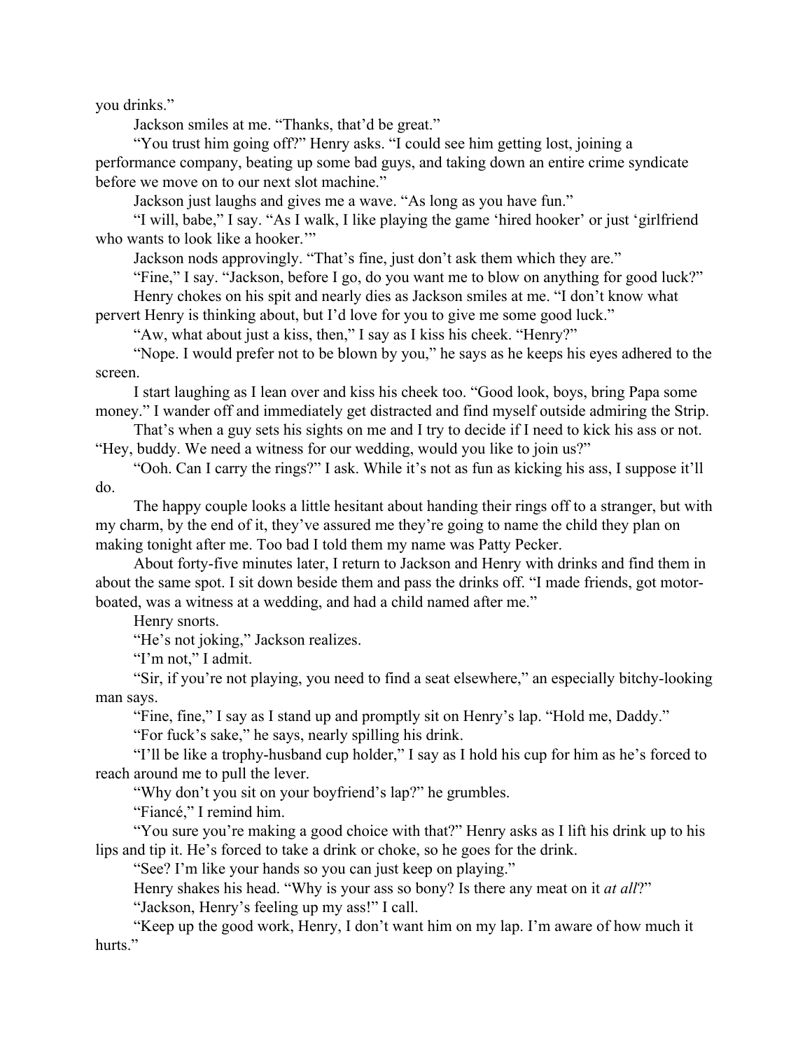you drinks."

Jackson smiles at me. "Thanks, that'd be great."

"You trust him going off?" Henry asks. "I could see him getting lost, joining a performance company, beating up some bad guys, and taking down an entire crime syndicate before we move on to our next slot machine."

Jackson just laughs and gives me a wave. "As long as you have fun."

"I will, babe," I say. "As I walk, I like playing the game 'hired hooker' or just 'girlfriend who wants to look like a hooker.'"

Jackson nods approvingly. "That's fine, just don't ask them which they are."

"Fine," I say. "Jackson, before I go, do you want me to blow on anything for good luck?"

Henry chokes on his spit and nearly dies as Jackson smiles at me. "I don't know what pervert Henry is thinking about, but I'd love for you to give me some good luck."

"Aw, what about just a kiss, then," I say as I kiss his cheek. "Henry?"

"Nope. I would prefer not to be blown by you," he says as he keeps his eyes adhered to the screen.

I start laughing as I lean over and kiss his cheek too. "Good look, boys, bring Papa some money." I wander off and immediately get distracted and find myself outside admiring the Strip.

That's when a guy sets his sights on me and I try to decide if I need to kick his ass or not. "Hey, buddy. We need a witness for our wedding, would you like to join us?"

"Ooh. Can I carry the rings?" I ask. While it's not as fun as kicking his ass, I suppose it'll do.

The happy couple looks a little hesitant about handing their rings off to a stranger, but with my charm, by the end of it, they've assured me they're going to name the child they plan on making tonight after me. Too bad I told them my name was Patty Pecker.

About forty-five minutes later, I return to Jackson and Henry with drinks and find them in about the same spot. I sit down beside them and pass the drinks off. "I made friends, got motor-boated, was a witness at a wedding, and had a child named after me."

Henry snorts.

"He's not joking," Jackson realizes.

"I'm not," I admit.

"Sir, if you're not playing, you need to find a seat elsewhere," an especially bitchy-looking man says.

"Fine, fine," I say as I stand up and promptly sit on Henry's lap. "Hold me, Daddy."

"For fuck's sake," he says, nearly spilling his drink.

"I'll be like a trophy-husband cup holder," I say as I hold his cup for him as he's forced to reach around me to pull the lever.

"Why don't you sit on your boyfriend's lap?" he grumbles.

"Fiancé," I remind him.

"You sure you're making a good choice with that?" Henry asks as I lift his drink up to his lips and tip it. He's forced to take a drink or choke, so he goes for the drink.

"See? I'm like your hands so you can just keep on playing."

Henry shakes his head. "Why is your ass so bony? Is there any meat on it *at all*?"

"Jackson, Henry's feeling up my ass!" I call.

"Keep up the good work, Henry, I don't want him on my lap. I'm aware of how much it hurts."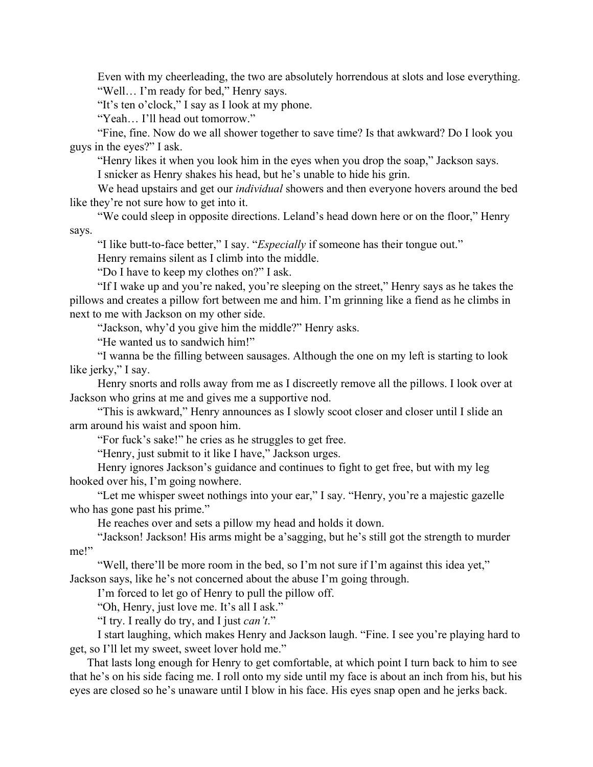Even with my cheerleading, the two are absolutely horrendous at slots and lose everything.

"Well… I'm ready for bed," Henry says.

"It's ten o'clock," I say as I look at my phone.

"Yeah… I'll head out tomorrow."

"Fine, fine. Now do we all shower together to save time? Is that awkward? Do I look you guys in the eyes?" I ask.

"Henry likes it when you look him in the eyes when you drop the soap," Jackson says.

I snicker as Henry shakes his head, but he's unable to hide his grin.

We head upstairs and get our *individual* showers and then everyone hovers around the bed like they're not sure how to get into it.

"We could sleep in opposite directions. Leland's head down here or on the floor," Henry says.

"I like butt-to-face better," I say. "*Especially* if someone has their tongue out."

Henry remains silent as I climb into the middle.

"Do I have to keep my clothes on?" I ask.

"If I wake up and you're naked, you're sleeping on the street," Henry says as he takes the pillows and creates a pillow fort between me and him. I'm grinning like a fiend as he climbs in next to me with Jackson on my other side.

"Jackson, why'd you give him the middle?" Henry asks.

"He wanted us to sandwich him!"

"I wanna be the filling between sausages. Although the one on my left is starting to look like jerky," I say.

Henry snorts and rolls away from me as I discreetly remove all the pillows. I look over at Jackson who grins at me and gives me a supportive nod.

"This is awkward," Henry announces as I slowly scoot closer and closer until I slide an arm around his waist and spoon him.

"For fuck's sake!" he cries as he struggles to get free.

"Henry, just submit to it like I have," Jackson urges.

Henry ignores Jackson's guidance and continues to fight to get free, but with my leg hooked over his, I'm going nowhere.

"Let me whisper sweet nothings into your ear," I say. "Henry, you're a majestic gazelle who has gone past his prime."

He reaches over and sets a pillow my head and holds it down.

"Jackson! Jackson! His arms might be a'sagging, but he's still got the strength to murder me!"

"Well, there'll be more room in the bed, so I'm not sure if I'm against this idea yet," Jackson says, like he's not concerned about the abuse I'm going through.

I'm forced to let go of Henry to pull the pillow off.

"Oh, Henry, just love me. It's all I ask."

"I try. I really do try, and I just *can't*."

I start laughing, which makes Henry and Jackson laugh. "Fine. I see you're playing hard to get, so I'll let my sweet, sweet lover hold me."

That lasts long enough for Henry to get comfortable, at which point I turn back to him to see that he's on his side facing me. I roll onto my side until my face is about an inch from his, but his eyes are closed so he's unaware until I blow in his face. His eyes snap open and he jerks back.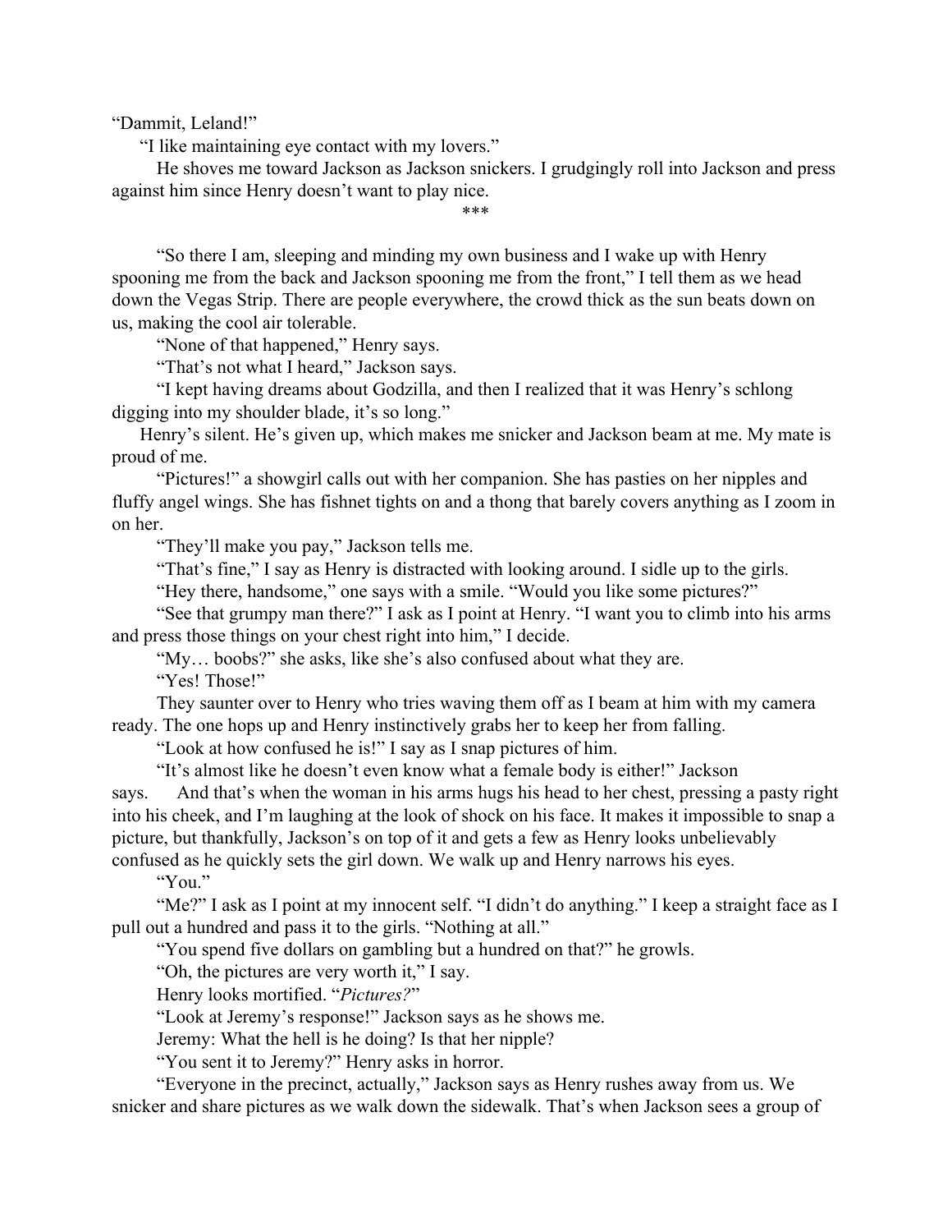"Dammit, Leland!"

"I like maintaining eye contact with my lovers."

He shoves me toward Jackson as Jackson snickers. I grudgingly roll into Jackson and press against him since Henry doesn't want to play nice.

***

"So there I am, sleeping and minding my own business and I wake up with Henry spooning me from the back and Jackson spooning me from the front," I tell them as we head down the Vegas Strip. There are people everywhere, the crowd thick as the sun beats down on us, making the cool air tolerable.

"None of that happened," Henry says.

"That's not what I heard," Jackson says.

"I kept having dreams about Godzilla, and then I realized that it was Henry's schlong digging into my shoulder blade, it's so long."

Henry's silent. He's given up, which makes me snicker and Jackson beam at me. My mate is proud of me.

"Pictures!" a showgirl calls out with her companion. She has pasties on her nipples and fluffy angel wings. She has fishnet tights on and a thong that barely covers anything as I zoom in on her.

"They'll make you pay," Jackson tells me.

"That's fine," I say as Henry is distracted with looking around. I sidle up to the girls.

"Hey there, handsome," one says with a smile. "Would you like some pictures?"

"See that grumpy man there?" I ask as I point at Henry. "I want you to climb into his arms and press those things on your chest right into him," I decide.

"My… boobs?" she asks, like she's also confused about what they are.

"Yes! Those!"

They saunter over to Henry who tries waving them off as I beam at him with my camera ready. The one hops up and Henry instinctively grabs her to keep her from falling.

"Look at how confused he is!" I say as I snap pictures of him.

"It's almost like he doesn't even know what a female body is either!" Jackson says. And that's when the woman in his arms hugs his head to her chest, pressing a pasty right into his cheek, and I'm laughing at the look of shock on his face. It makes it impossible to snap a picture, but thankfully, Jackson's on top of it and gets a few as Henry looks unbelievably confused as he quickly sets the girl down. We walk up and Henry narrows his eyes.

"You."

"Me?" I ask as I point at my innocent self. "I didn't do anything." I keep a straight face as I pull out a hundred and pass it to the girls. "Nothing at all."

"You spend five dollars on gambling but a hundred on that?" he growls.

"Oh, the pictures are very worth it," I say.

Henry looks mortified. "*Pictures?*"

"Look at Jeremy's response!" Jackson says as he shows me.

Jeremy: What the hell is he doing? Is that her nipple?

"You sent it to Jeremy?" Henry asks in horror.

"Everyone in the precinct, actually," Jackson says as Henry rushes away from us. We snicker and share pictures as we walk down the sidewalk. That's when Jackson sees a group of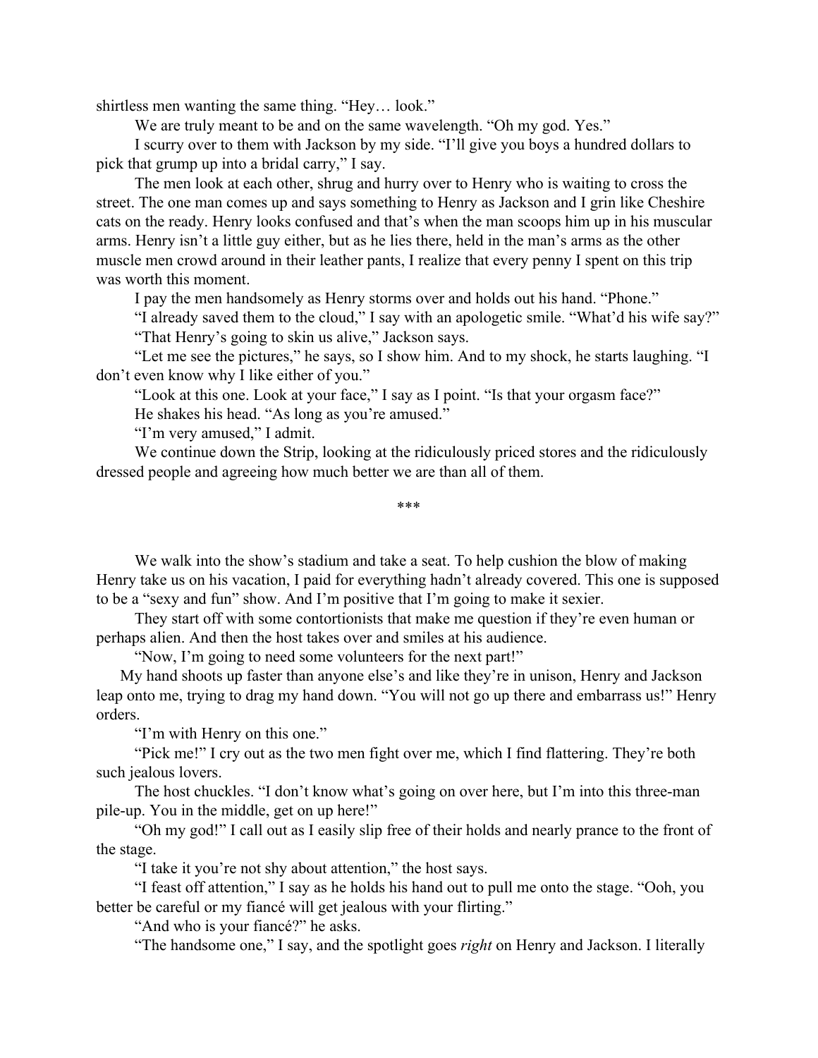shirtless men wanting the same thing. "Hey… look."

We are truly meant to be and on the same wavelength. "Oh my god. Yes."

I scurry over to them with Jackson by my side. "I'll give you boys a hundred dollars to pick that grump up into a bridal carry," I say.

The men look at each other, shrug and hurry over to Henry who is waiting to cross the street. The one man comes up and says something to Henry as Jackson and I grin like Cheshire cats on the ready. Henry looks confused and that's when the man scoops him up in his muscular arms. Henry isn't a little guy either, but as he lies there, held in the man's arms as the other muscle men crowd around in their leather pants, I realize that every penny I spent on this trip was worth this moment.

I pay the men handsomely as Henry storms over and holds out his hand. "Phone."

"I already saved them to the cloud," I say with an apologetic smile. "What'd his wife say?"

"That Henry's going to skin us alive," Jackson says.

"Let me see the pictures," he says, so I show him. And to my shock, he starts laughing. "I don't even know why I like either of you."

"Look at this one. Look at your face," I say as I point. "Is that your orgasm face?"

He shakes his head. "As long as you're amused."

"I'm very amused," I admit.

We continue down the Strip, looking at the ridiculously priced stores and the ridiculously dressed people and agreeing how much better we are than all of them.

***

We walk into the show's stadium and take a seat. To help cushion the blow of making Henry take us on his vacation, I paid for everything hadn't already covered. This one is supposed to be a "sexy and fun" show. And I'm positive that I'm going to make it sexier.

They start off with some contortionists that make me question if they're even human or perhaps alien. And then the host takes over and smiles at his audience.

"Now, I'm going to need some volunteers for the next part!"

My hand shoots up faster than anyone else's and like they're in unison, Henry and Jackson leap onto me, trying to drag my hand down. "You will not go up there and embarrass us!" Henry orders.

"I'm with Henry on this one."

"Pick me!" I cry out as the two men fight over me, which I find flattering. They're both such jealous lovers.

The host chuckles. "I don't know what's going on over here, but I'm into this three-man pile-up. You in the middle, get on up here!"

"Oh my god!" I call out as I easily slip free of their holds and nearly prance to the front of the stage.

"I take it you're not shy about attention," the host says.

"I feast off attention," I say as he holds his hand out to pull me onto the stage. "Ooh, you better be careful or my fiancé will get jealous with your flirting."

"And who is your fiancé?" he asks.

"The handsome one," I say, and the spotlight goes *right* on Henry and Jackson. I literally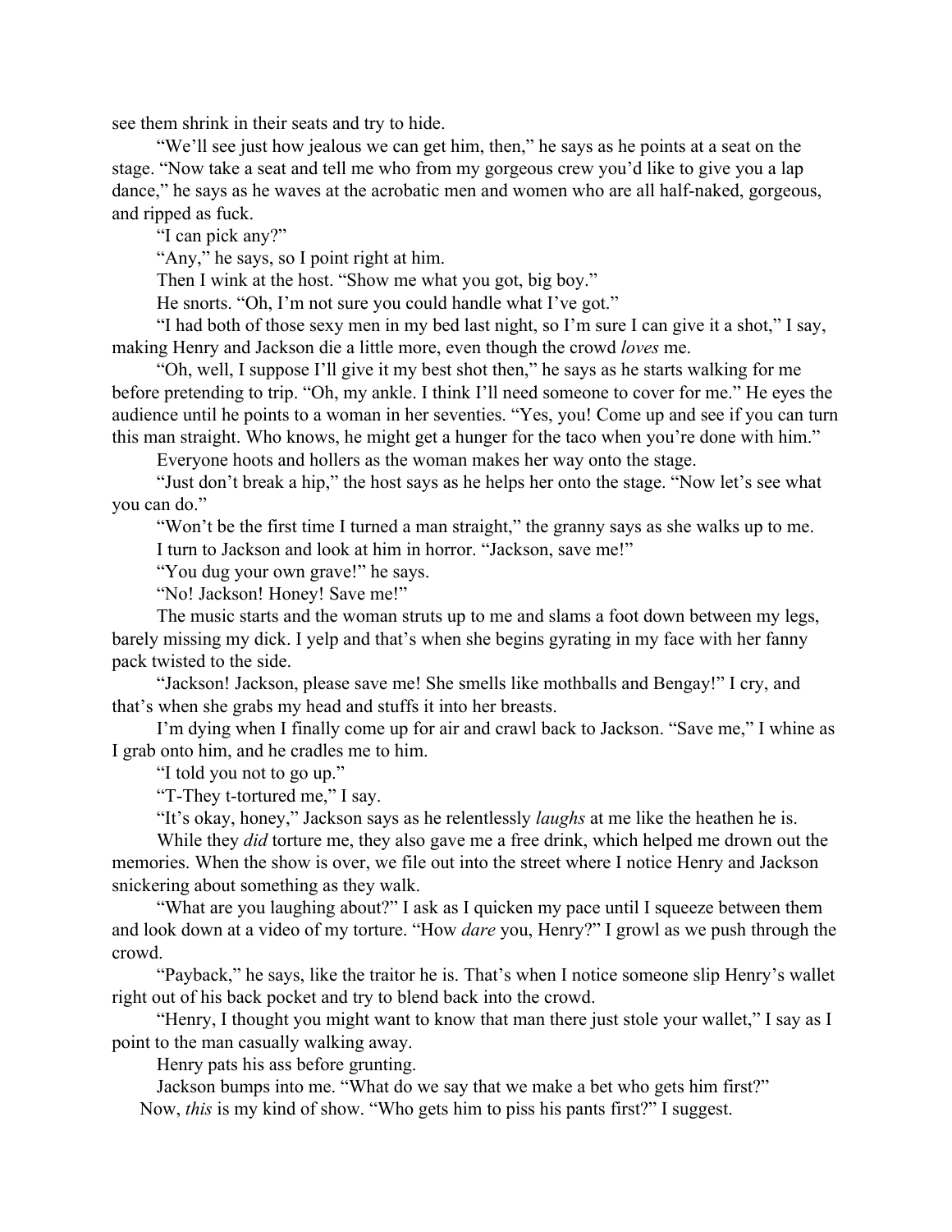see them shrink in their seats and try to hide.

"We'll see just how jealous we can get him, then," he says as he points at a seat on the stage. "Now take a seat and tell me who from my gorgeous crew you'd like to give you a lap dance," he says as he waves at the acrobatic men and women who are all half-naked, gorgeous, and ripped as fuck.

"I can pick any?"

"Any," he says, so I point right at him.

Then I wink at the host. "Show me what you got, big boy."

He snorts. "Oh, I'm not sure you could handle what I've got."

"I had both of those sexy men in my bed last night, so I'm sure I can give it a shot," I say, making Henry and Jackson die a little more, even though the crowd *loves* me.

"Oh, well, I suppose I'll give it my best shot then," he says as he starts walking for me before pretending to trip. "Oh, my ankle. I think I'll need someone to cover for me." He eyes the audience until he points to a woman in her seventies. "Yes, you! Come up and see if you can turn this man straight. Who knows, he might get a hunger for the taco when you're done with him."

Everyone hoots and hollers as the woman makes her way onto the stage.

"Just don't break a hip," the host says as he helps her onto the stage. "Now let's see what you can do."

"Won't be the first time I turned a man straight," the granny says as she walks up to me.

I turn to Jackson and look at him in horror. "Jackson, save me!"

"You dug your own grave!" he says.

"No! Jackson! Honey! Save me!"

The music starts and the woman struts up to me and slams a foot down between my legs, barely missing my dick. I yelp and that's when she begins gyrating in my face with her fanny pack twisted to the side.

"Jackson! Jackson, please save me! She smells like mothballs and Bengay!" I cry, and that's when she grabs my head and stuffs it into her breasts.

I'm dying when I finally come up for air and crawl back to Jackson. "Save me," I whine as I grab onto him, and he cradles me to him.

"I told you not to go up."

"T-They t-tortured me," I say.

"It's okay, honey," Jackson says as he relentlessly *laughs* at me like the heathen he is.

While they *did* torture me, they also gave me a free drink, which helped me drown out the memories. When the show is over, we file out into the street where I notice Henry and Jackson snickering about something as they walk.

"What are you laughing about?" I ask as I quicken my pace until I squeeze between them and look down at a video of my torture. "How *dare* you, Henry?" I growl as we push through the crowd.

"Payback," he says, like the traitor he is. That's when I notice someone slip Henry's wallet right out of his back pocket and try to blend back into the crowd.

"Henry, I thought you might want to know that man there just stole your wallet," I say as I point to the man casually walking away.

Henry pats his ass before grunting.

Jackson bumps into me. "What do we say that we make a bet who gets him first?"

Now, *this* is my kind of show. "Who gets him to piss his pants first?" I suggest.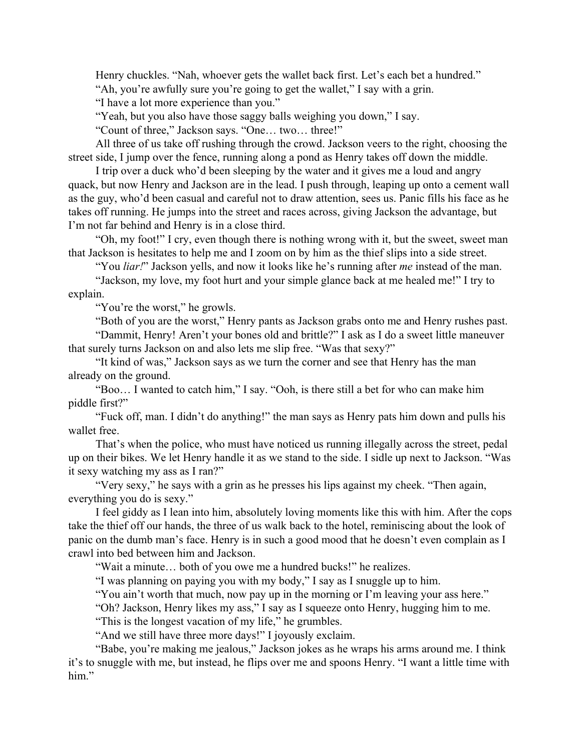Henry chuckles. "Nah, whoever gets the wallet back first. Let's each bet a hundred."

"Ah, you're awfully sure you're going to get the wallet," I say with a grin.

"I have a lot more experience than you."

"Yeah, but you also have those saggy balls weighing you down," I say.

"Count of three," Jackson says. "One… two… three!"

All three of us take off rushing through the crowd. Jackson veers to the right, choosing the street side, I jump over the fence, running along a pond as Henry takes off down the middle.

I trip over a duck who'd been sleeping by the water and it gives me a loud and angry quack, but now Henry and Jackson are in the lead. I push through, leaping up onto a cement wall as the guy, who'd been casual and careful not to draw attention, sees us. Panic fills his face as he takes off running. He jumps into the street and races across, giving Jackson the advantage, but I'm not far behind and Henry is in a close third.

"Oh, my foot!" I cry, even though there is nothing wrong with it, but the sweet, sweet man that Jackson is hesitates to help me and I zoom on by him as the thief slips into a side street.

"You *liar!*" Jackson yells, and now it looks like he's running after *me* instead of the man.

"Jackson, my love, my foot hurt and your simple glance back at me healed me!" I try to explain.

"You're the worst," he growls.

"Both of you are the worst," Henry pants as Jackson grabs onto me and Henry rushes past.

"Dammit, Henry! Aren't your bones old and brittle?" I ask as I do a sweet little maneuver that surely turns Jackson on and also lets me slip free. "Was that sexy?"

"It kind of was," Jackson says as we turn the corner and see that Henry has the man already on the ground.

"Boo… I wanted to catch him," I say. "Ooh, is there still a bet for who can make him piddle first?"

"Fuck off, man. I didn't do anything!" the man says as Henry pats him down and pulls his wallet free.

That's when the police, who must have noticed us running illegally across the street, pedal up on their bikes. We let Henry handle it as we stand to the side. I sidle up next to Jackson. "Was it sexy watching my ass as I ran?"

"Very sexy," he says with a grin as he presses his lips against my cheek. "Then again, everything you do is sexy."

I feel giddy as I lean into him, absolutely loving moments like this with him. After the cops take the thief off our hands, the three of us walk back to the hotel, reminiscing about the look of panic on the dumb man's face. Henry is in such a good mood that he doesn't even complain as I crawl into bed between him and Jackson.

"Wait a minute… both of you owe me a hundred bucks!" he realizes.

"I was planning on paying you with my body," I say as I snuggle up to him.

"You ain't worth that much, now pay up in the morning or I'm leaving your ass here."

"Oh? Jackson, Henry likes my ass," I say as I squeeze onto Henry, hugging him to me.

"This is the longest vacation of my life," he grumbles.

"And we still have three more days!" I joyously exclaim.

"Babe, you're making me jealous," Jackson jokes as he wraps his arms around me. I think it's to snuggle with me, but instead, he flips over me and spoons Henry. "I want a little time with him."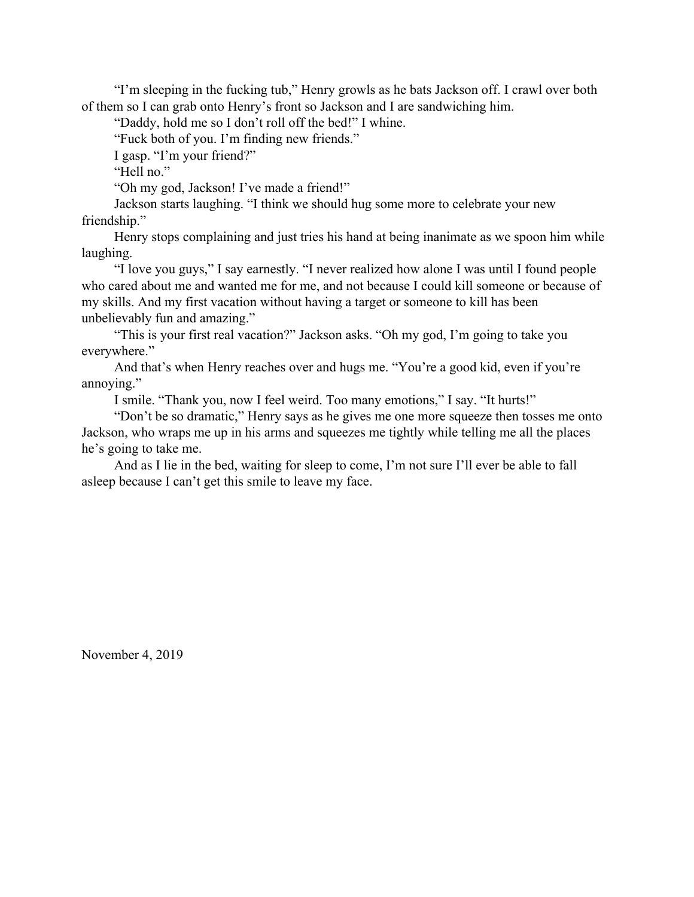"I'm sleeping in the fucking tub," Henry growls as he bats Jackson off. I crawl over both of them so I can grab onto Henry's front so Jackson and I are sandwiching him.

"Daddy, hold me so I don't roll off the bed!" I whine.

"Fuck both of you. I'm finding new friends."

I gasp. "I'm your friend?"

"Hell no."

"Oh my god, Jackson! I've made a friend!"

Jackson starts laughing. "I think we should hug some more to celebrate your new friendship."

Henry stops complaining and just tries his hand at being inanimate as we spoon him while laughing.

"I love you guys," I say earnestly. "I never realized how alone I was until I found people who cared about me and wanted me for me, and not because I could kill someone or because of my skills. And my first vacation without having a target or someone to kill has been unbelievably fun and amazing."

"This is your first real vacation?" Jackson asks. "Oh my god, I'm going to take you everywhere."

And that's when Henry reaches over and hugs me. "You're a good kid, even if you're annoying."

I smile. "Thank you, now I feel weird. Too many emotions," I say. "It hurts!"

"Don't be so dramatic," Henry says as he gives me one more squeeze then tosses me onto Jackson, who wraps me up in his arms and squeezes me tightly while telling me all the places he's going to take me.

And as I lie in the bed, waiting for sleep to come, I'm not sure I'll ever be able to fall asleep because I can't get this smile to leave my face.

November 4, 2019